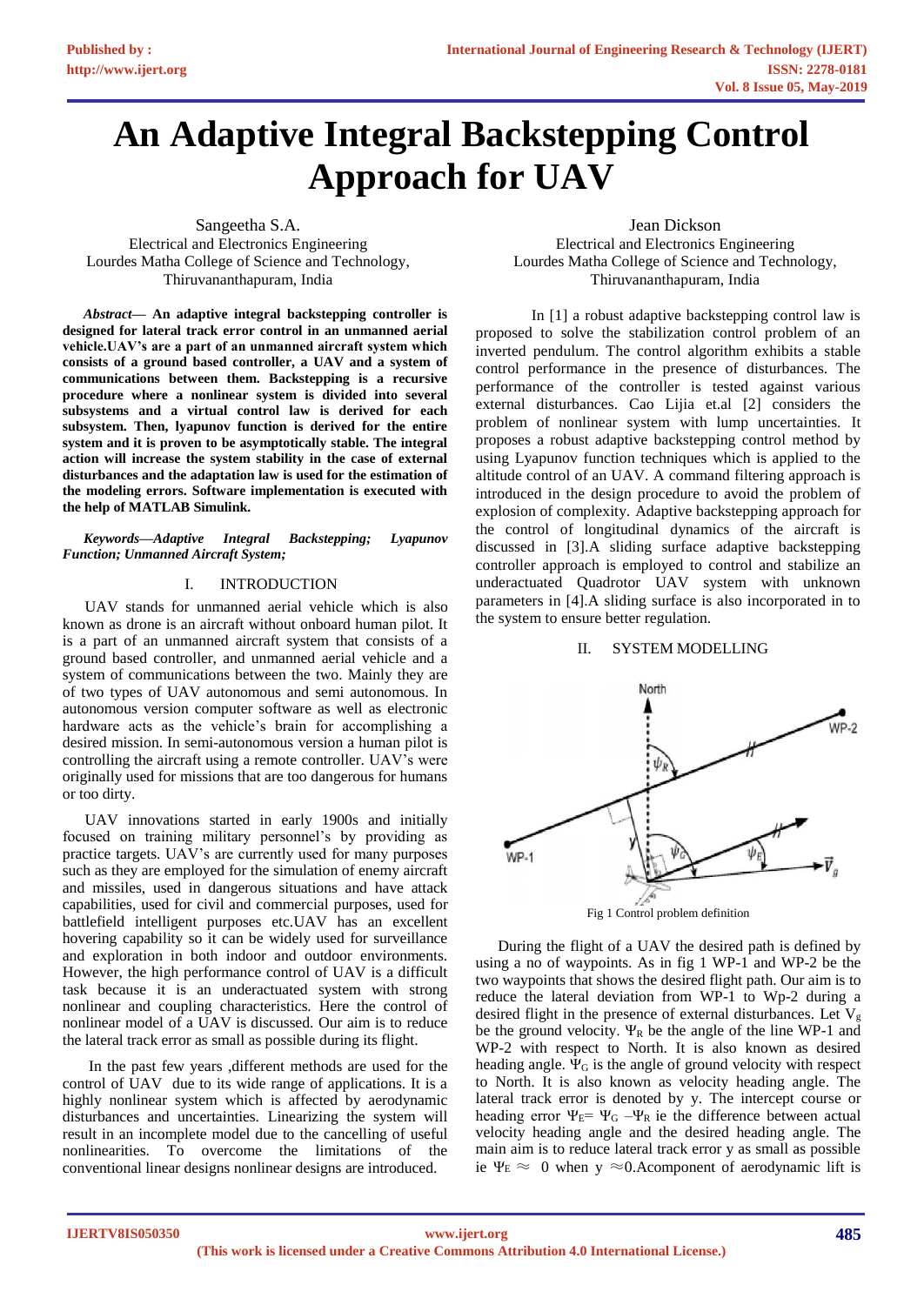# An Adaptive Integral Backstepping Control Approach for UAV

Sangeetha S.A.
Electrical and Electronics Engineering
Lourdes Matha College of Science and Technology,
Thiruvananthapuram, India

Jean Dickson
Electrical and Electronics Engineering
Lourdes Matha College of Science and Technology,
Thiruvananthapuram, India

***Abstract*— An adaptive integral backstepping controller is designed for lateral track error control in an unmanned aerial vehicle.UAV's are a part of an unmanned aircraft system which consists of a ground based controller, a UAV and a system of communications between them. Backstepping is a recursive procedure where a nonlinear system is divided into several subsystems and a virtual control law is derived for each subsystem. Then, lyapunov function is derived for the entire system and it is proven to be asymptotically stable. The integral action will increase the system stability in the case of external disturbances and the adaptation law is used for the estimation of the modeling errors. Software implementation is executed with the help of MATLAB Simulink.**

***Keywords—Adaptive Integral Backstepping; Lyapunov Function; Unmanned Aircraft System;***

## I. INTRODUCTION

UAV stands for unmanned aerial vehicle which is also known as drone is an aircraft without onboard human pilot. It is a part of an unmanned aircraft system that consists of a ground based controller, and unmanned aerial vehicle and a system of communications between the two. Mainly they are of two types of UAV autonomous and semi autonomous. In autonomous version computer software as well as electronic hardware acts as the vehicle's brain for accomplishing a desired mission. In semi-autonomous version a human pilot is controlling the aircraft using a remote controller. UAV's were originally used for missions that are too dangerous for humans or too dirty.

UAV innovations started in early 1900s and initially focused on training military personnel's by providing as practice targets. UAV's are currently used for many purposes such as they are employed for the simulation of enemy aircraft and missiles, used in dangerous situations and have attack capabilities, used for civil and commercial purposes, used for battlefield intelligent purposes etc.UAV has an excellent hovering capability so it can be widely used for surveillance and exploration in both indoor and outdoor environments. However, the high performance control of UAV is a difficult task because it is an underactuated system with strong nonlinear and coupling characteristics. Here the control of nonlinear model of a UAV is discussed. Our aim is to reduce the lateral track error as small as possible during its flight.

In the past few years ,different methods are used for the control of UAV due to its wide range of applications. It is a highly nonlinear system which is affected by aerodynamic disturbances and uncertainties. Linearizing the system will result in an incomplete model due to the cancelling of useful nonlinearities. To overcome the limitations of the conventional linear designs nonlinear designs are introduced.

In [1] a robust adaptive backstepping control law is proposed to solve the stabilization control problem of an inverted pendulum. The control algorithm exhibits a stable control performance in the presence of disturbances. The performance of the controller is tested against various external disturbances. Cao Lijia et.al [2] considers the problem of nonlinear system with lump uncertainties. It proposes a robust adaptive backstepping control method by using Lyapunov function techniques which is applied to the altitude control of an UAV. A command filtering approach is introduced in the design procedure to avoid the problem of explosion of complexity. Adaptive backstepping approach for the control of longitudinal dynamics of the aircraft is discussed in [3].A sliding surface adaptive backstepping controller approach is employed to control and stabilize an underactuated Quadrotor UAV system with unknown parameters in [4].A sliding surface is also incorporated in to the system to ensure better regulation.

## II. SYSTEM MODELLING

Fig 1 Control problem definition

During the flight of a UAV the desired path is defined by using a no of waypoints. As in fig 1 WP-1 and WP-2 be the two waypoints that shows the desired flight path. Our aim is to reduce the lateral deviation from WP-1 to Wp-2 during a desired flight in the presence of external disturbances. Let $V_g$ be the ground velocity. $\Psi_R$ be the angle of the line WP-1 and WP-2 with respect to North. It is also known as desired heading angle. $\Psi_G$ is the angle of ground velocity with respect to North. It is also known as velocity heading angle. The lateral track error is denoted by y. The intercept course or heading error $\Psi_E = \Psi_G - \Psi_R$ ie the difference between actual velocity heading angle and the desired heading angle. The main aim is to reduce lateral track error y as small as possible ie $\Psi_E \approx 0$ when $y \approx 0$.Acomponent of aerodynamic lift is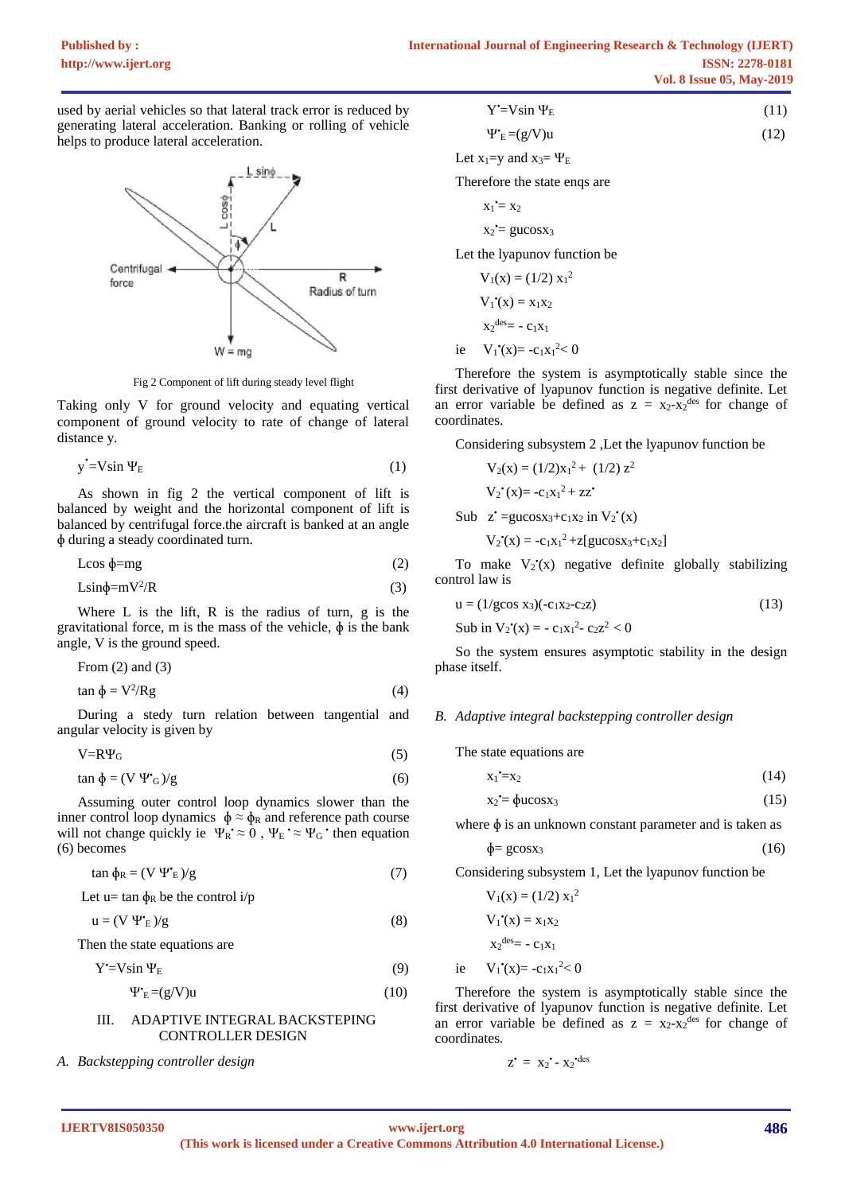used by aerial vehicles so that lateral track error is reduced by generating lateral acceleration. Banking or rolling of vehicle helps to produce lateral acceleration.

Fig 2 Component of lift during steady level flight

Taking only V for ground velocity and equating vertical component of ground velocity to rate of change of lateral distance y.

$$\dot{y} = V\sin \Psi_E \tag{1}$$

As shown in fig 2 the vertical component of lift is balanced by weight and the horizontal component of lift is balanced by centrifugal force.the aircraft is banked at an angle $\phi$ during a steady coordinated turn.

$$L\cos \phi = mg \tag{2}$$

$$L\sin\phi = mV^2/R \tag{3}$$

Where L is the lift, R is the radius of turn, g is the gravitational force, m is the mass of the vehicle, $\phi$ is the bank angle, V is the ground speed.

From (2) and (3)

$$\tan \phi = V^2/Rg \tag{4}$$

During a stedy turn relation between tangential and angular velocity is given by

$$V = R\Psi_G \tag{5}$$

$$\tan \phi = (V\, \dot{\Psi}_G)/g \tag{6}$$

Assuming outer control loop dynamics slower than the inner control loop dynamics $\phi \approx \phi_R$ and reference path course will not change quickly ie $\dot{\Psi}_R \approx 0$ , $\dot{\Psi}_E \approx \dot{\Psi}_G$ then equation (6) becomes

$$\tan \phi_R = (V\, \dot{\Psi}_E)/g \tag{7}$$

Let u= tan $\phi_R$ be the control i/p

$$u = (V\, \dot{\Psi}_E)/g \tag{8}$$

Then the state equations are

$$\dot{Y} = V\sin \Psi_E \tag{9}$$

$$\dot{\Psi}_E = (g/V)u \tag{10}$$

## III. ADAPTIVE INTEGRAL BACKSTEPING CONTROLLER DESIGN

### *A. Backstepping controller design*

$$\dot{Y} = V\sin \Psi_E \tag{11}$$

$$\dot{\Psi}_E = (g/V)u \tag{12}$$

Let $x_1$=y and $x_3$= $\Psi_E$

Therefore the state enqs are

$$\dot{x}_1 = x_2$$

$$\dot{x}_2 = gu\cos x_3$$

Let the lyapunov function be

$$V_1(x) = (1/2)\, x_1^2$$

$$\dot{V}_1(x) = x_1x_2$$

$$x_2^{des} = -c_1x_1$$

ie $\dot{V}_1(x) = -c_1x_1^2 < 0$

Therefore the system is asymptotically stable since the first derivative of lyapunov function is negative definite. Let an error variable be defined as $z = x_2 - x_2^{des}$ for change of coordinates.

Considering subsystem 2 ,Let the lyapunov function be

$$V_2(x) = (1/2)x_1^2 + (1/2)\, z^2$$

$$\dot{V}_2(x) = -c_1x_1^2 + z\dot{z}$$

Sub $\dot{z}$ =$gu\cos x_3 + c_1x_2$ in $\dot{V}_2(x)$

$$\dot{V}_2(x) = -c_1x_1^2 + z[gu\cos x_3 + c_1x_2]$$

To make $\dot{V}_2(x)$ negative definite globally stabilizing control law is

$$u = (1/g\cos x_3)(-c_1x_2 - c_2z) \tag{13}$$

Sub in $\dot{V}_2(x) = -c_1x_1^2 - c_2z^2 < 0$

So the system ensures asymptotic stability in the design phase itself.

### *B. Adaptive integral backstepping controller design*

The state equations are

$$\dot{x}_1 = x_2 \tag{14}$$

$$\dot{x}_2 = \phi u\cos x_3 \tag{15}$$

where $\phi$ is an unknown constant parameter and is taken as

$$\phi = g\cos x_3 \tag{16}$$

Considering subsystem 1, Let the lyapunov function be

$$V_1(x) = (1/2)\, x_1^2$$

$$\dot{V}_1(x) = x_1x_2$$

$$x_2^{des} = -c_1x_1$$

ie $\dot{V}_1(x) = -c_1x_1^2 < 0$

Therefore the system is asymptotically stable since the first derivative of lyapunov function is negative definite. Let an error variable be defined as $z = x_2 - x_2^{des}$ for change of coordinates.

$$\dot{z} = \dot{x}_2 - \dot{x}_2^{des}$$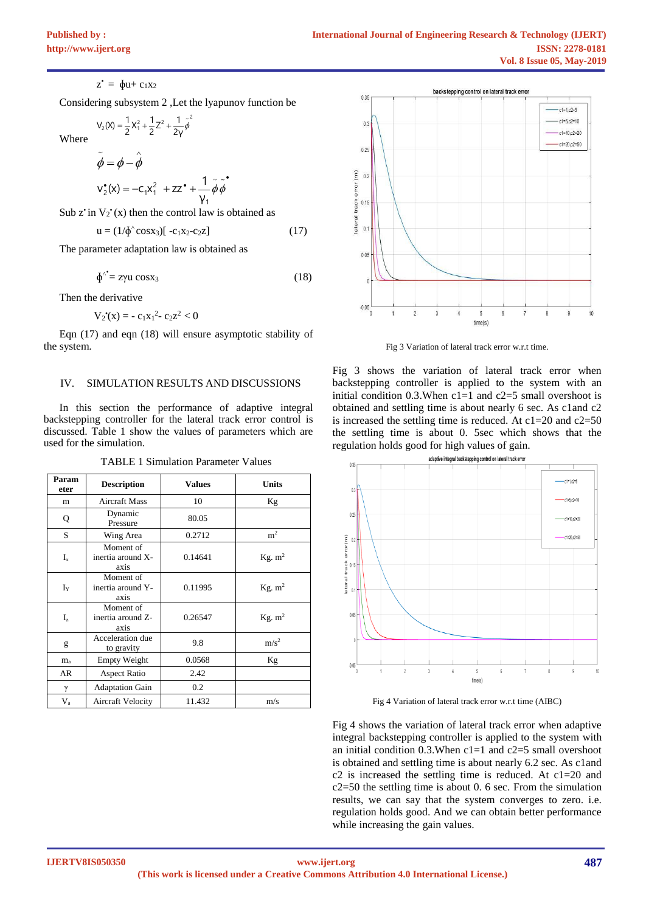$$z^{\bullet} = \phi u + c_1 x_2$$

Considering subsystem 2 ,Let the lyapunov function be

$$V_2(X) = \frac{1}{2}X_1^2 + \frac{1}{2}Z^2 + \frac{1}{2\gamma}\tilde{\phi}^2$$

Where

$$\tilde{\phi} = \phi - \hat{\phi}$$

$$V_2^{\bullet}(x) = -c_1 x_1^2 + zz^{\bullet} + \frac{1}{\gamma_1}\tilde{\phi}\tilde{\phi}^{\bullet}$$

Sub $z^{\bullet}$ in $V_2^{\bullet}(x)$ then the control law is obtained as

$$u = (1/\hat{\phi}\cos x_3)[-c_1 x_2 - c_2 z] \tag{17}$$

The parameter adaptation law is obtained as

$$\hat{\phi}^{\bullet} = z\gamma u \cos x_3 \tag{18}$$

Then the derivative

$$V_2^{\bullet}(x) = -c_1 x_1^2 - c_2 z^2 < 0$$

Eqn (17) and eqn (18) will ensure asymptotic stability of the system.

## IV. SIMULATION RESULTS AND DISCUSSIONS

In this section the performance of adaptive integral backstepping controller for the lateral track error control is discussed. Table 1 show the values of parameters which are used for the simulation.

TABLE 1 Simulation Parameter Values

| Parameter | Description | Values | Units |
|---|---|---|---|
| m | Aircraft Mass | 10 | Kg |
| Q | Dynamic Pressure | 80.05 | |
| S | Wing Area | 0.2712 | $m^2$ |
| $I_x$ | Moment of inertia around X-axis | 0.14641 | Kg. $m^2$ |
| $I_Y$ | Moment of inertia around Y-axis | 0.11995 | Kg. $m^2$ |
| $I_z$ | Moment of inertia around Z-axis | 0.26547 | Kg. $m^2$ |
| g | Acceleration due to gravity | 9.8 | $m/s^2$ |
| $m_a$ | Empty Weight | 0.0568 | Kg |
| AR | Aspect Ratio | 2.42 | |
| $\gamma$ | Adaptation Gain | 0.2 | |
| $V_a$ | Aircraft Velocity | 11.432 | m/s |

Fig 3 Variation of lateral track error w.r.t time.

Fig 3 shows the variation of lateral track error when backstepping controller is applied to the system with an initial condition 0.3.When c1=1 and c2=5 small overshoot is obtained and settling time is about nearly 6 sec. As c1and c2 is increased the settling time is reduced. At c1=20 and c2=50 the settling time is about 0. 5sec which shows that the regulation holds good for high values of gain.

Fig 4 Variation of lateral track error w.r.t time (AIBC)

Fig 4 shows the variation of lateral track error when adaptive integral backstepping controller is applied to the system with an initial condition 0.3.When c1=1 and c2=5 small overshoot is obtained and settling time is about nearly 6.2 sec. As c1and c2 is increased the settling time is reduced. At c1=20 and c2=50 the settling time is about 0. 6 sec. From the simulation results, we can say that the system converges to zero. i.e. regulation holds good. And we can obtain better performance while increasing the gain values.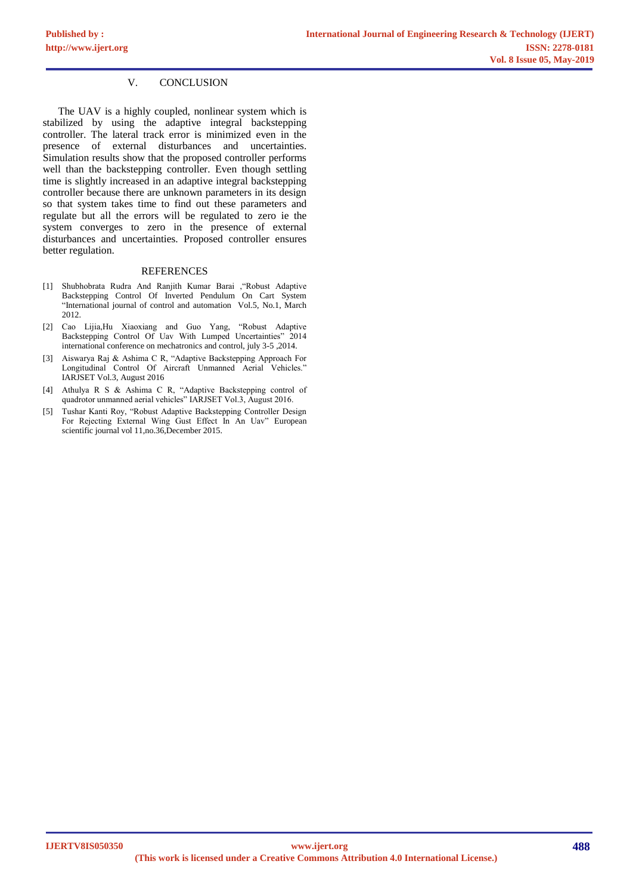## V. CONCLUSION

The UAV is a highly coupled, nonlinear system which is stabilized by using the adaptive integral backstepping controller. The lateral track error is minimized even in the presence of external disturbances and uncertainties. Simulation results show that the proposed controller performs well than the backstepping controller. Even though settling time is slightly increased in an adaptive integral backstepping controller because there are unknown parameters in its design so that system takes time to find out these parameters and regulate but all the errors will be regulated to zero ie the system converges to zero in the presence of external disturbances and uncertainties. Proposed controller ensures better regulation.

## REFERENCES

[1] Shubhobrata Rudra And Ranjith Kumar Barai ,"Robust Adaptive Backstepping Control Of Inverted Pendulum On Cart System "International journal of control and automation Vol.5, No.1, March 2012.

[2] Cao Lijia,Hu Xiaoxiang and Guo Yang, "Robust Adaptive Backstepping Control Of Uav With Lumped Uncertainties" 2014 international conference on mechatronics and control, july 3-5 ,2014.

[3] Aiswarya Raj & Ashima C R, "Adaptive Backstepping Approach For Longitudinal Control Of Aircraft Unmanned Aerial Vehicles." IARJSET Vol.3, August 2016

[4] Athulya R S & Ashima C R, "Adaptive Backstepping control of quadrotor unmanned aerial vehicles" IARJSET Vol.3, August 2016.

[5] Tushar Kanti Roy, "Robust Adaptive Backstepping Controller Design For Rejecting External Wing Gust Effect In An Uav" European scientific journal vol 11,no.36,December 2015.